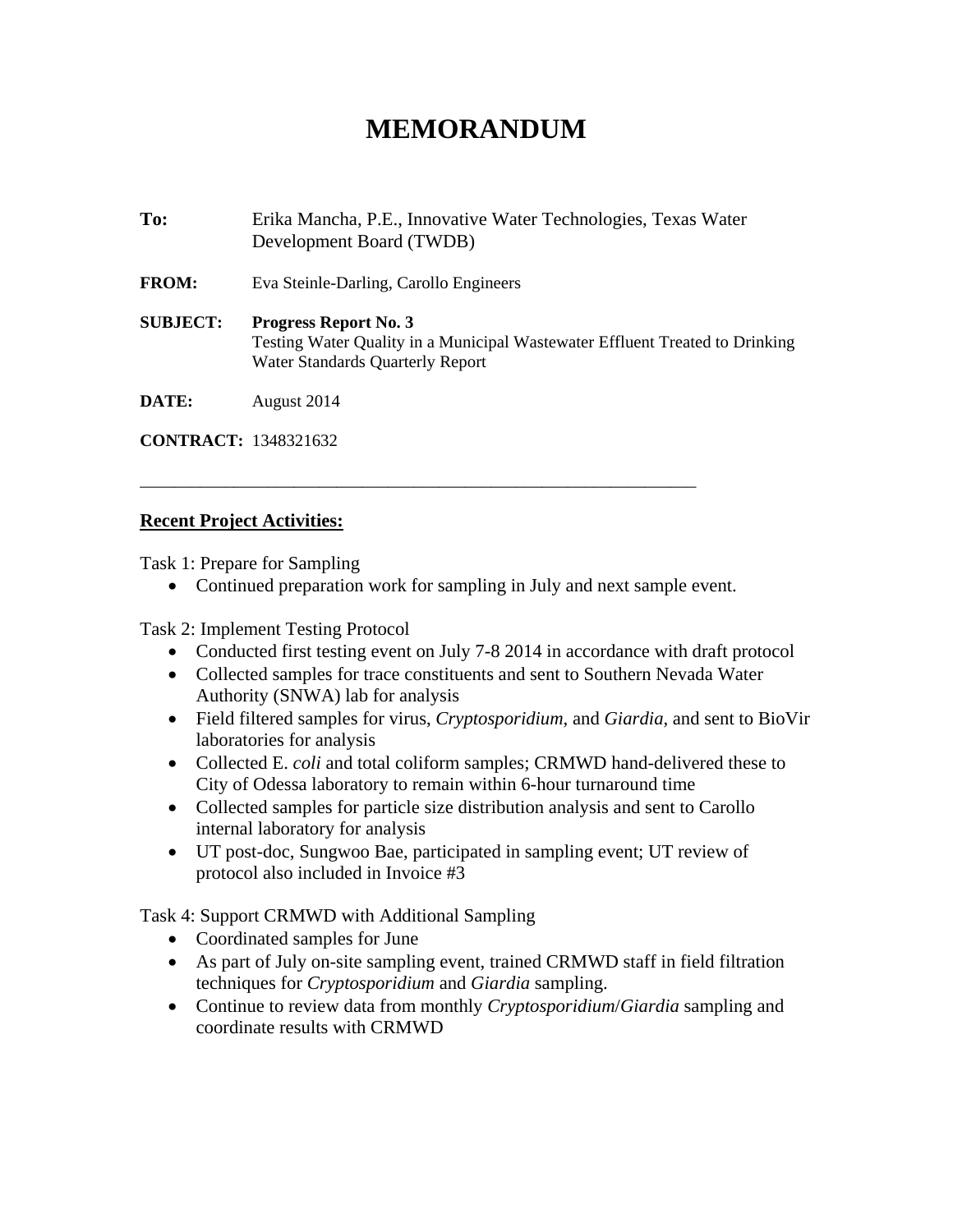# MEMORANDUM

**To:** Erika Mancha, P.E., Innovative Water Technologies, Texas Water Development Board (TWDB)

**FROM:** Eva Steinle-Darling, Carollo Engineers

**SUBJECT:** **Progress Report No. 3**
Testing Water Quality in a Municipal Wastewater Effluent Treated to Drinking Water Standards Quarterly Report

**DATE:** August 2014

**CONTRACT:** 1348321632

---

**Recent Project Activities:**

Task 1: Prepare for Sampling

- Continued preparation work for sampling in July and next sample event.

Task 2: Implement Testing Protocol

- Conducted first testing event on July 7-8 2014 in accordance with draft protocol
- Collected samples for trace constituents and sent to Southern Nevada Water Authority (SNWA) lab for analysis
- Field filtered samples for virus, *Cryptosporidium*, and *Giardia*, and sent to BioVir laboratories for analysis
- Collected E. *coli* and total coliform samples; CRMWD hand-delivered these to City of Odessa laboratory to remain within 6-hour turnaround time
- Collected samples for particle size distribution analysis and sent to Carollo internal laboratory for analysis
- UT post-doc, Sungwoo Bae, participated in sampling event; UT review of protocol also included in Invoice #3

Task 4: Support CRMWD with Additional Sampling

- Coordinated samples for June
- As part of July on-site sampling event, trained CRMWD staff in field filtration techniques for *Cryptosporidium* and *Giardia* sampling.
- Continue to review data from monthly *Cryptosporidium*/*Giardia* sampling and coordinate results with CRMWD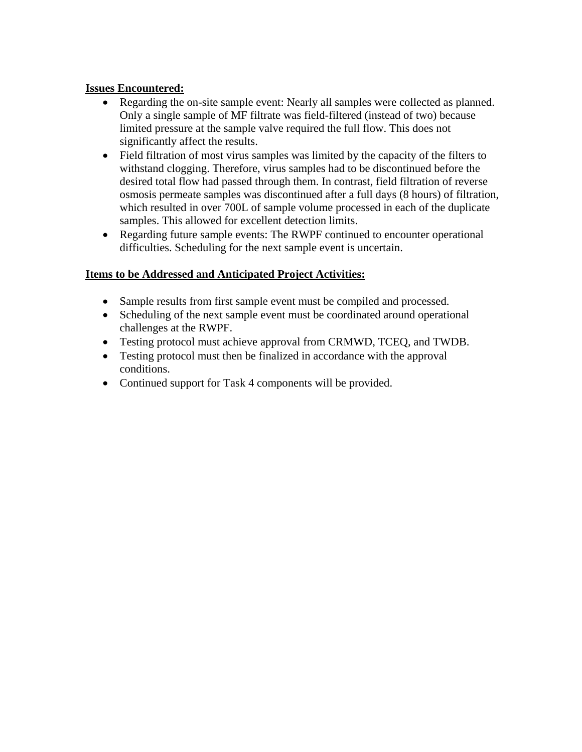**Issues Encountered:**

- Regarding the on-site sample event: Nearly all samples were collected as planned. Only a single sample of MF filtrate was field-filtered (instead of two) because limited pressure at the sample valve required the full flow. This does not significantly affect the results.
- Field filtration of most virus samples was limited by the capacity of the filters to withstand clogging. Therefore, virus samples had to be discontinued before the desired total flow had passed through them. In contrast, field filtration of reverse osmosis permeate samples was discontinued after a full days (8 hours) of filtration, which resulted in over 700L of sample volume processed in each of the duplicate samples. This allowed for excellent detection limits.
- Regarding future sample events: The RWPF continued to encounter operational difficulties. Scheduling for the next sample event is uncertain.

**Items to be Addressed and Anticipated Project Activities:**

- Sample results from first sample event must be compiled and processed.
- Scheduling of the next sample event must be coordinated around operational challenges at the RWPF.
- Testing protocol must achieve approval from CRMWD, TCEQ, and TWDB.
- Testing protocol must then be finalized in accordance with the approval conditions.
- Continued support for Task 4 components will be provided.